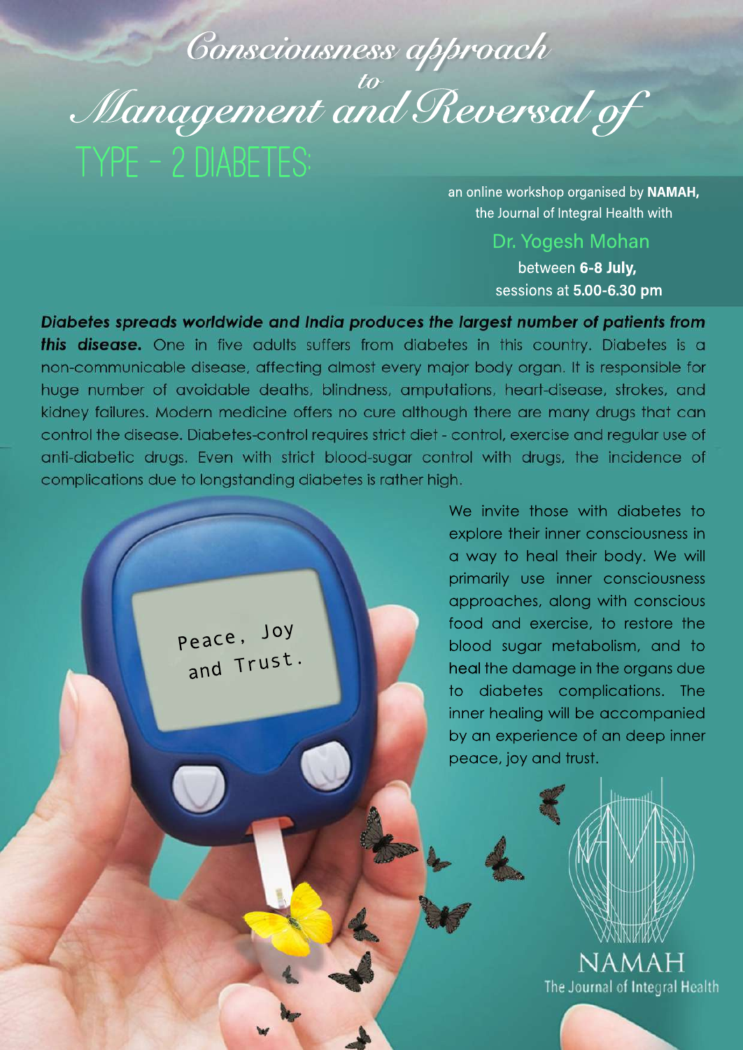# Consciousness approach to Management and Reversal of TYPE - 2 DIABETES:

an online workshop organised by **NAMAH,** the Journal of Integral Health with

Dr. Yogesh Mohan

between **6-8 July,**
sessions at **5.00-6.30 pm**

***Diabetes spreads worldwide and India produces the largest number of patients from this disease.*** One in five adults suffers from diabetes in this country. Diabetes is a non-communicable disease, affecting almost every major body organ. It is responsible for huge number of avoidable deaths, blindness, amputations, heart-disease, strokes, and kidney failures. Modern medicine offers no cure although there are many drugs that can control the disease. Diabetes-control requires strict diet - control, exercise and regular use of anti-diabetic drugs. Even with strict blood-sugar control with drugs, the incidence of complications due to longstanding diabetes is rather high.

We invite those with diabetes to explore their inner consciousness in a way to heal their body. We will primarily use inner consciousness approaches, along with conscious food and exercise, to restore the blood sugar metabolism, and to heal the damage in the organs due to diabetes complications. The inner healing will be accompanied by an experience of an deep inner peace, joy and trust.

NAMAH
The Journal of Integral Health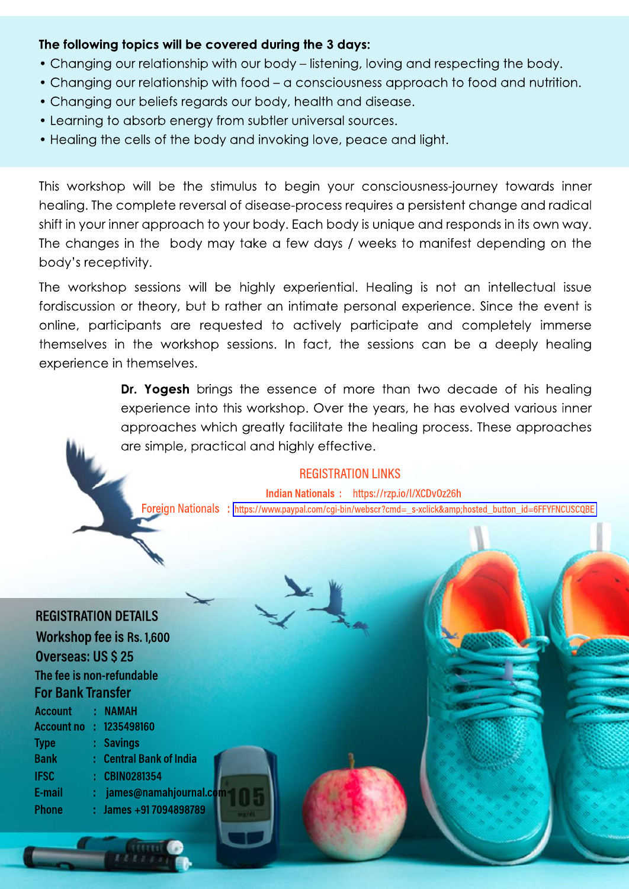**The following topics will be covered during the 3 days:**

- Changing our relationship with our body – listening, loving and respecting the body.
- Changing our relationship with food – a consciousness approach to food and nutrition.
- Changing our beliefs regards our body, health and disease.
- Learning to absorb energy from subtler universal sources.
- Healing the cells of the body and invoking love, peace and light.

This workshop will be the stimulus to begin your consciousness-journey towards inner healing. The complete reversal of disease-process requires a persistent change and radical shift in your inner approach to your body. Each body is unique and responds in its own way. The changes in the body may take a few days / weeks to manifest depending on the body's receptivity.

The workshop sessions will be highly experiential. Healing is not an intellectual issue fordiscussion or theory, but b rather an intimate personal experience. Since the event is online, participants are requested to actively participate and completely immerse themselves in the workshop sessions. In fact, the sessions can be a deeply healing experience in themselves.

**Dr. Yogesh** brings the essence of more than two decade of his healing experience into this workshop. Over the years, he has evolved various inner approaches which greatly facilitate the healing process. These approaches are simple, practical and highly effective.

## REGISTRATION LINKS

**Indian Nationals :** https://rzp.io/l/XCDv0z26h

Foreign Nationals : https://www.paypal.com/cgi-bin/webscr?cmd=_s-xclick&amp;hosted_button_id=6FFYFNCUSCQBE

## REGISTRATION DETAILS

**Workshop fee is Rs. 1,600**

**Overseas: US $ 25**

The fee is non-refundable

**For Bank Transfer**

| | | |
|---|---|---|
| Account | : | NAMAH |
| Account no | : | 1235498160 |
| Type | : | Savings |
| Bank | : | Central Bank of India |
| IFSC | : | CBIN0281354 |
| E-mail | : | james@namahjournal.com |
| Phone | : | James +91 7094898789 |